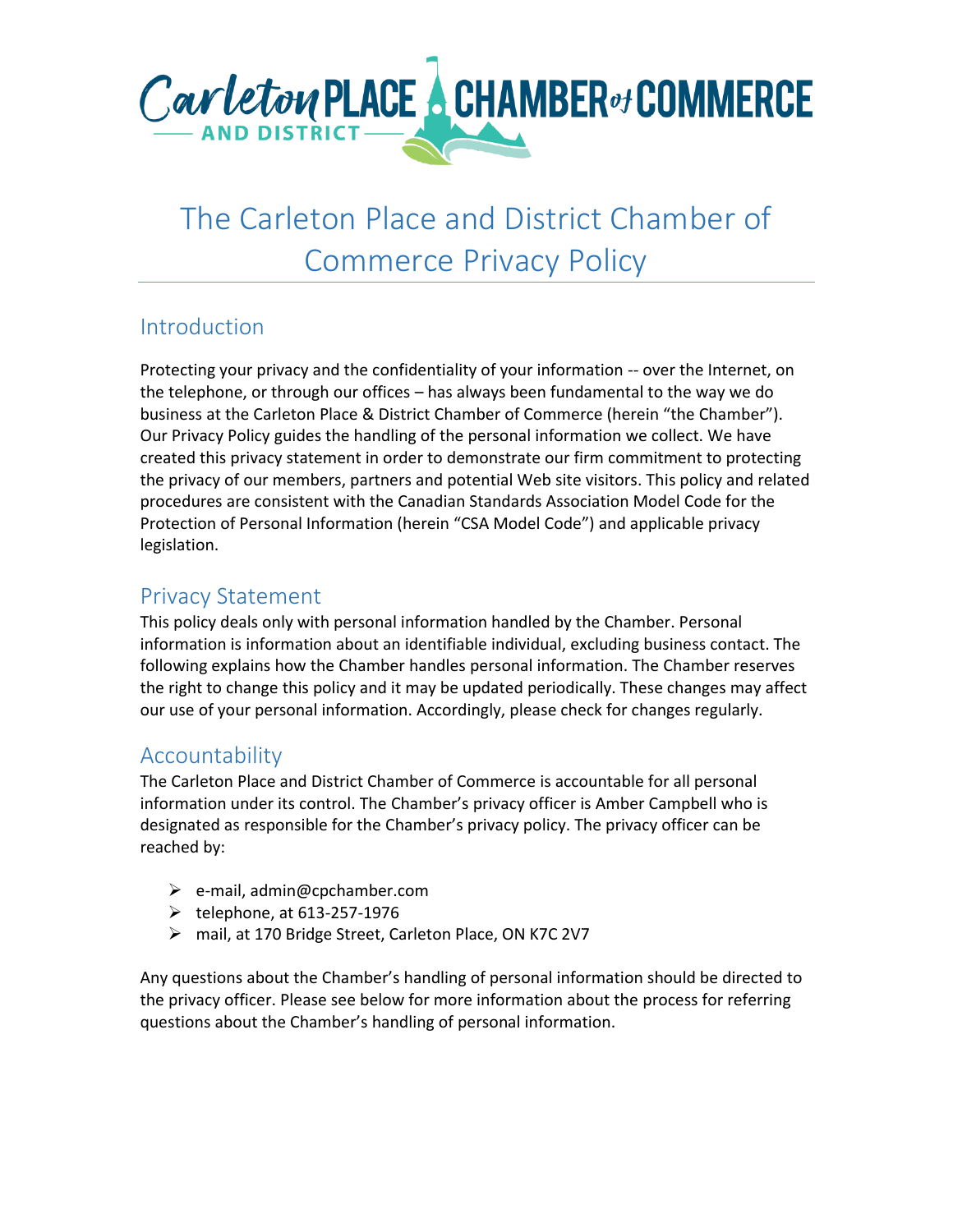# The Carleton Place and District Chamber of Commerce Privacy Policy

## Introduction

Protecting your privacy and the confidentiality of your information -- over the Internet, on the telephone, or through our offices – has always been fundamental to the way we do business at the Carleton Place & District Chamber of Commerce (herein "the Chamber"). Our Privacy Policy guides the handling of the personal information we collect. We have created this privacy statement in order to demonstrate our firm commitment to protecting the privacy of our members, partners and potential Web site visitors. This policy and related procedures are consistent with the Canadian Standards Association Model Code for the Protection of Personal Information (herein "CSA Model Code") and applicable privacy legislation.

## Privacy Statement

This policy deals only with personal information handled by the Chamber. Personal information is information about an identifiable individual, excluding business contact. The following explains how the Chamber handles personal information. The Chamber reserves the right to change this policy and it may be updated periodically. These changes may affect our use of your personal information. Accordingly, please check for changes regularly.

## Accountability

The Carleton Place and District Chamber of Commerce is accountable for all personal information under its control. The Chamber's privacy officer is Amber Campbell who is designated as responsible for the Chamber's privacy policy. The privacy officer can be reached by:

- e-mail, admin@cpchamber.com
- telephone, at 613-257-1976
- mail, at 170 Bridge Street, Carleton Place, ON K7C 2V7

Any questions about the Chamber's handling of personal information should be directed to the privacy officer. Please see below for more information about the process for referring questions about the Chamber's handling of personal information.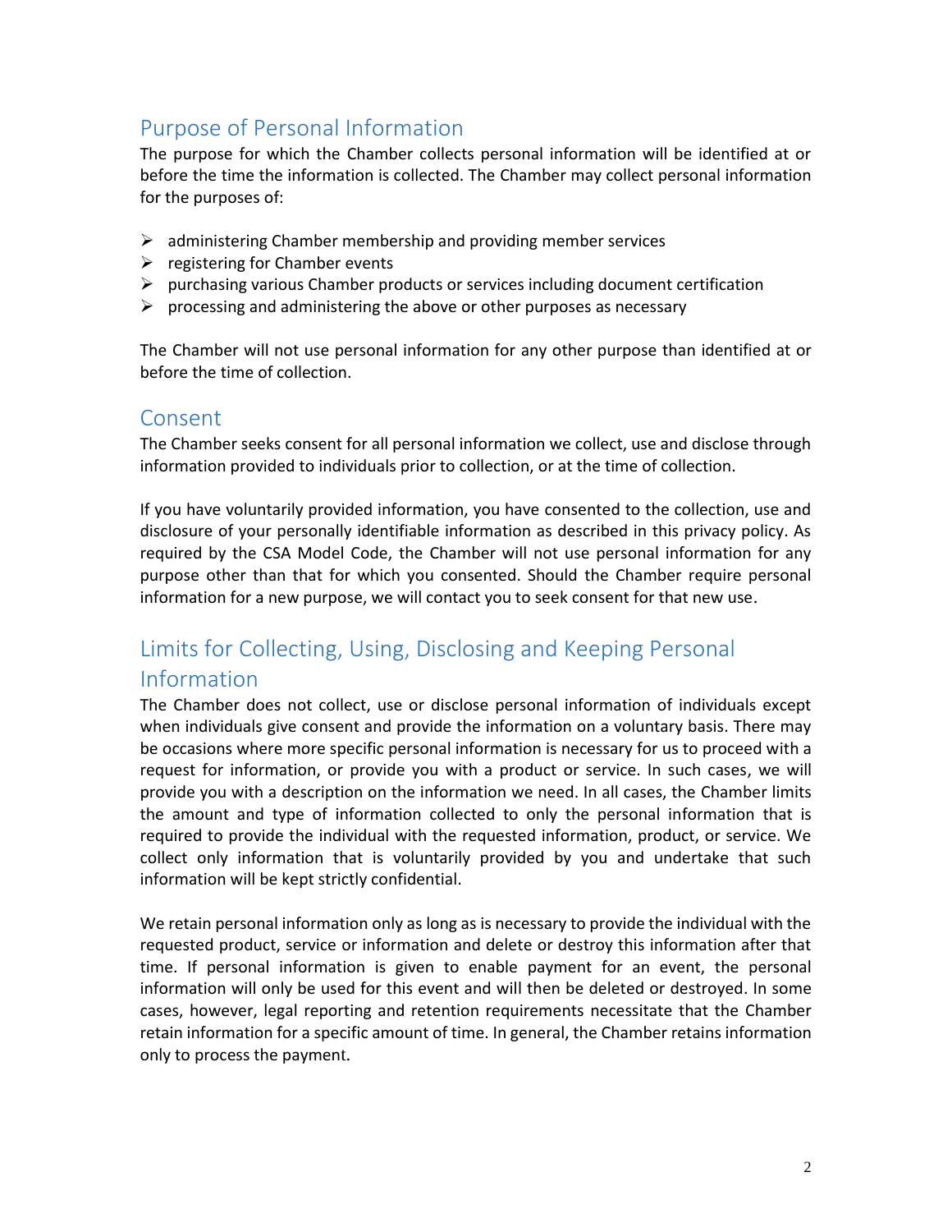## Purpose of Personal Information

The purpose for which the Chamber collects personal information will be identified at or before the time the information is collected. The Chamber may collect personal information for the purposes of:

- administering Chamber membership and providing member services
- registering for Chamber events
- purchasing various Chamber products or services including document certification
- processing and administering the above or other purposes as necessary

The Chamber will not use personal information for any other purpose than identified at or before the time of collection.

## Consent

The Chamber seeks consent for all personal information we collect, use and disclose through information provided to individuals prior to collection, or at the time of collection.

If you have voluntarily provided information, you have consented to the collection, use and disclosure of your personally identifiable information as described in this privacy policy. As required by the CSA Model Code, the Chamber will not use personal information for any purpose other than that for which you consented. Should the Chamber require personal information for a new purpose, we will contact you to seek consent for that new use.

## Limits for Collecting, Using, Disclosing and Keeping Personal Information

The Chamber does not collect, use or disclose personal information of individuals except when individuals give consent and provide the information on a voluntary basis. There may be occasions where more specific personal information is necessary for us to proceed with a request for information, or provide you with a product or service. In such cases, we will provide you with a description on the information we need. In all cases, the Chamber limits the amount and type of information collected to only the personal information that is required to provide the individual with the requested information, product, or service. We collect only information that is voluntarily provided by you and undertake that such information will be kept strictly confidential.

We retain personal information only as long as is necessary to provide the individual with the requested product, service or information and delete or destroy this information after that time. If personal information is given to enable payment for an event, the personal information will only be used for this event and will then be deleted or destroyed. In some cases, however, legal reporting and retention requirements necessitate that the Chamber retain information for a specific amount of time. In general, the Chamber retains information only to process the payment.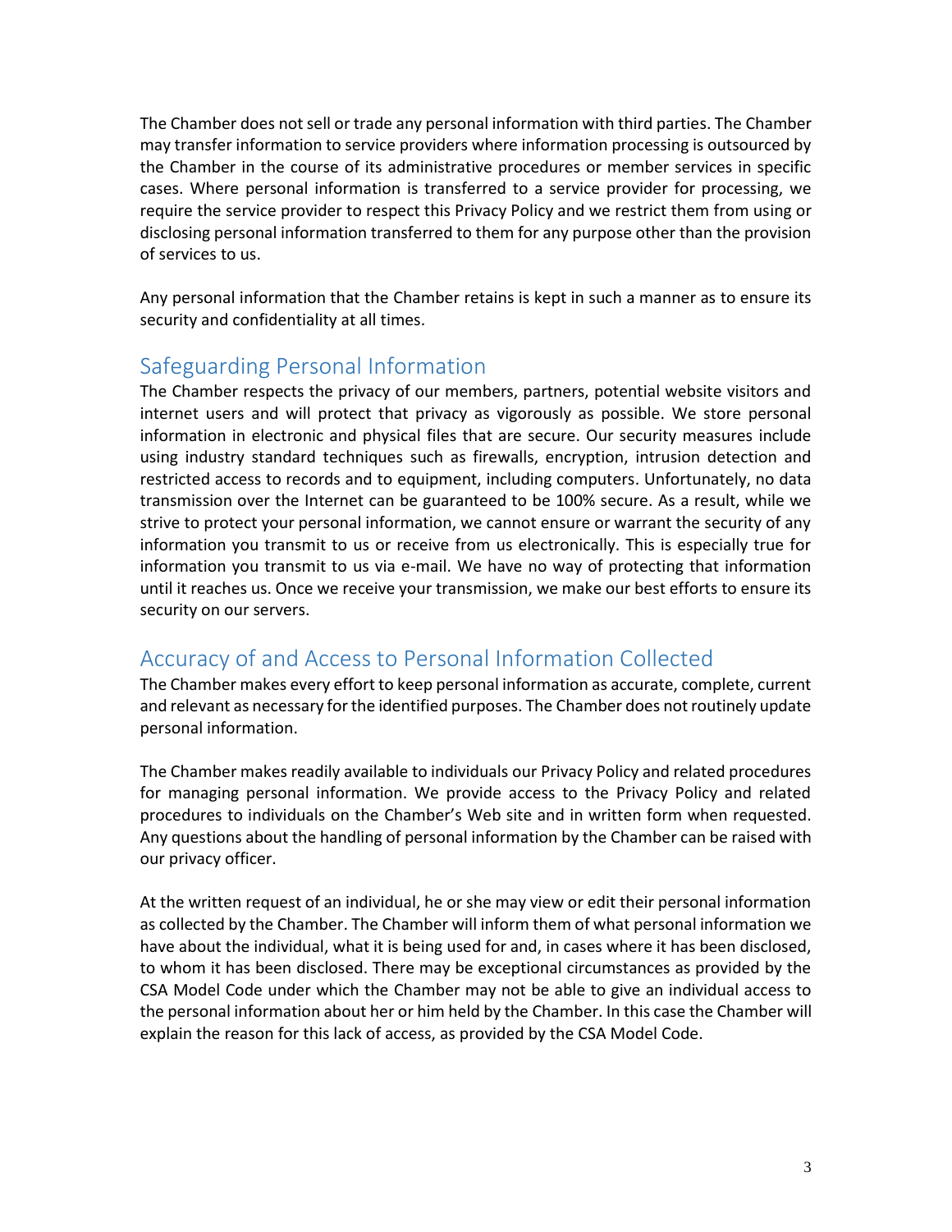The Chamber does not sell or trade any personal information with third parties. The Chamber may transfer information to service providers where information processing is outsourced by the Chamber in the course of its administrative procedures or member services in specific cases. Where personal information is transferred to a service provider for processing, we require the service provider to respect this Privacy Policy and we restrict them from using or disclosing personal information transferred to them for any purpose other than the provision of services to us.

Any personal information that the Chamber retains is kept in such a manner as to ensure its security and confidentiality at all times.

## Safeguarding Personal Information

The Chamber respects the privacy of our members, partners, potential website visitors and internet users and will protect that privacy as vigorously as possible. We store personal information in electronic and physical files that are secure. Our security measures include using industry standard techniques such as firewalls, encryption, intrusion detection and restricted access to records and to equipment, including computers. Unfortunately, no data transmission over the Internet can be guaranteed to be 100% secure. As a result, while we strive to protect your personal information, we cannot ensure or warrant the security of any information you transmit to us or receive from us electronically. This is especially true for information you transmit to us via e-mail. We have no way of protecting that information until it reaches us. Once we receive your transmission, we make our best efforts to ensure its security on our servers.

## Accuracy of and Access to Personal Information Collected

The Chamber makes every effort to keep personal information as accurate, complete, current and relevant as necessary for the identified purposes. The Chamber does not routinely update personal information.

The Chamber makes readily available to individuals our Privacy Policy and related procedures for managing personal information. We provide access to the Privacy Policy and related procedures to individuals on the Chamber's Web site and in written form when requested. Any questions about the handling of personal information by the Chamber can be raised with our privacy officer.

At the written request of an individual, he or she may view or edit their personal information as collected by the Chamber. The Chamber will inform them of what personal information we have about the individual, what it is being used for and, in cases where it has been disclosed, to whom it has been disclosed. There may be exceptional circumstances as provided by the CSA Model Code under which the Chamber may not be able to give an individual access to the personal information about her or him held by the Chamber. In this case the Chamber will explain the reason for this lack of access, as provided by the CSA Model Code.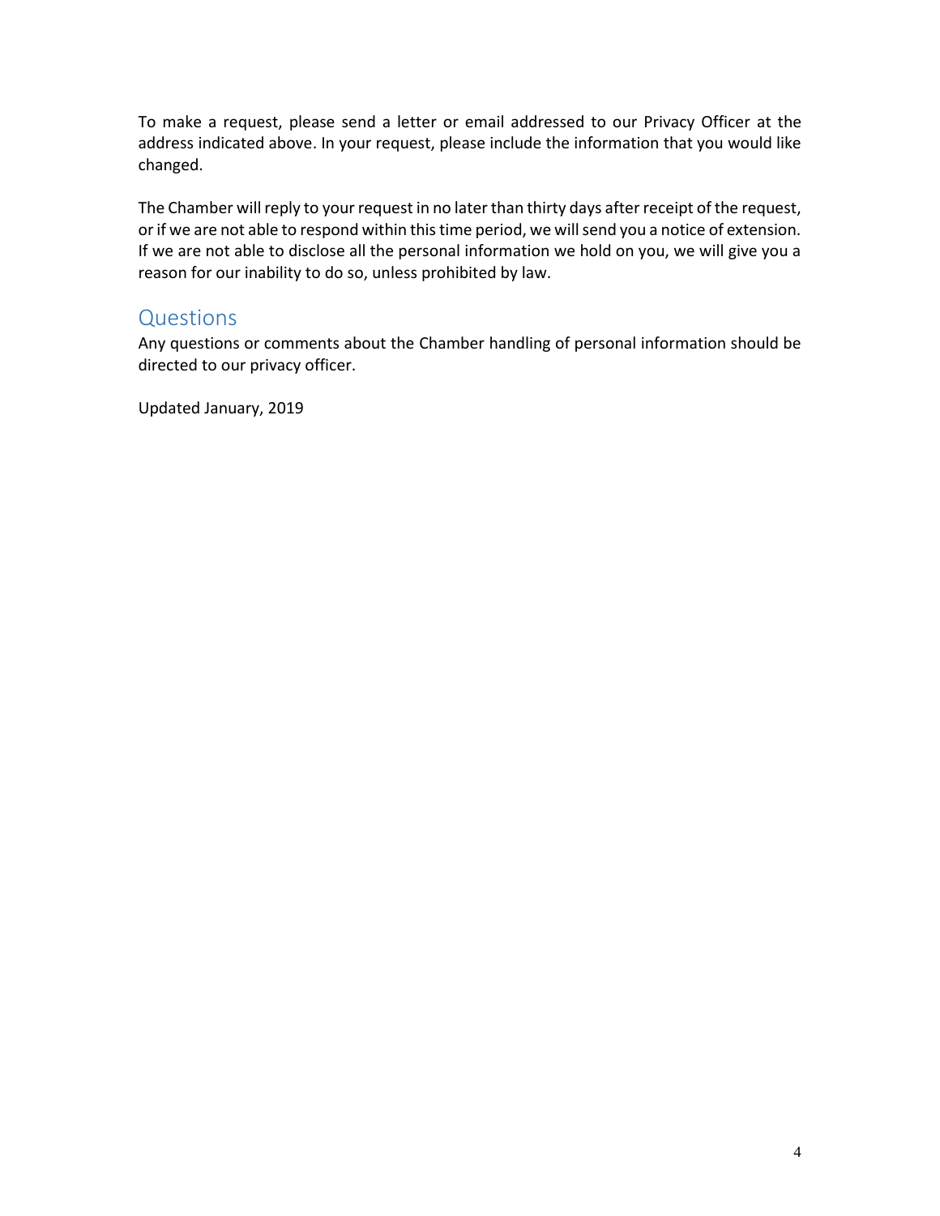To make a request, please send a letter or email addressed to our Privacy Officer at the address indicated above. In your request, please include the information that you would like changed.

The Chamber will reply to your request in no later than thirty days after receipt of the request, or if we are not able to respond within this time period, we will send you a notice of extension. If we are not able to disclose all the personal information we hold on you, we will give you a reason for our inability to do so, unless prohibited by law.

## Questions

Any questions or comments about the Chamber handling of personal information should be directed to our privacy officer.

Updated January, 2019